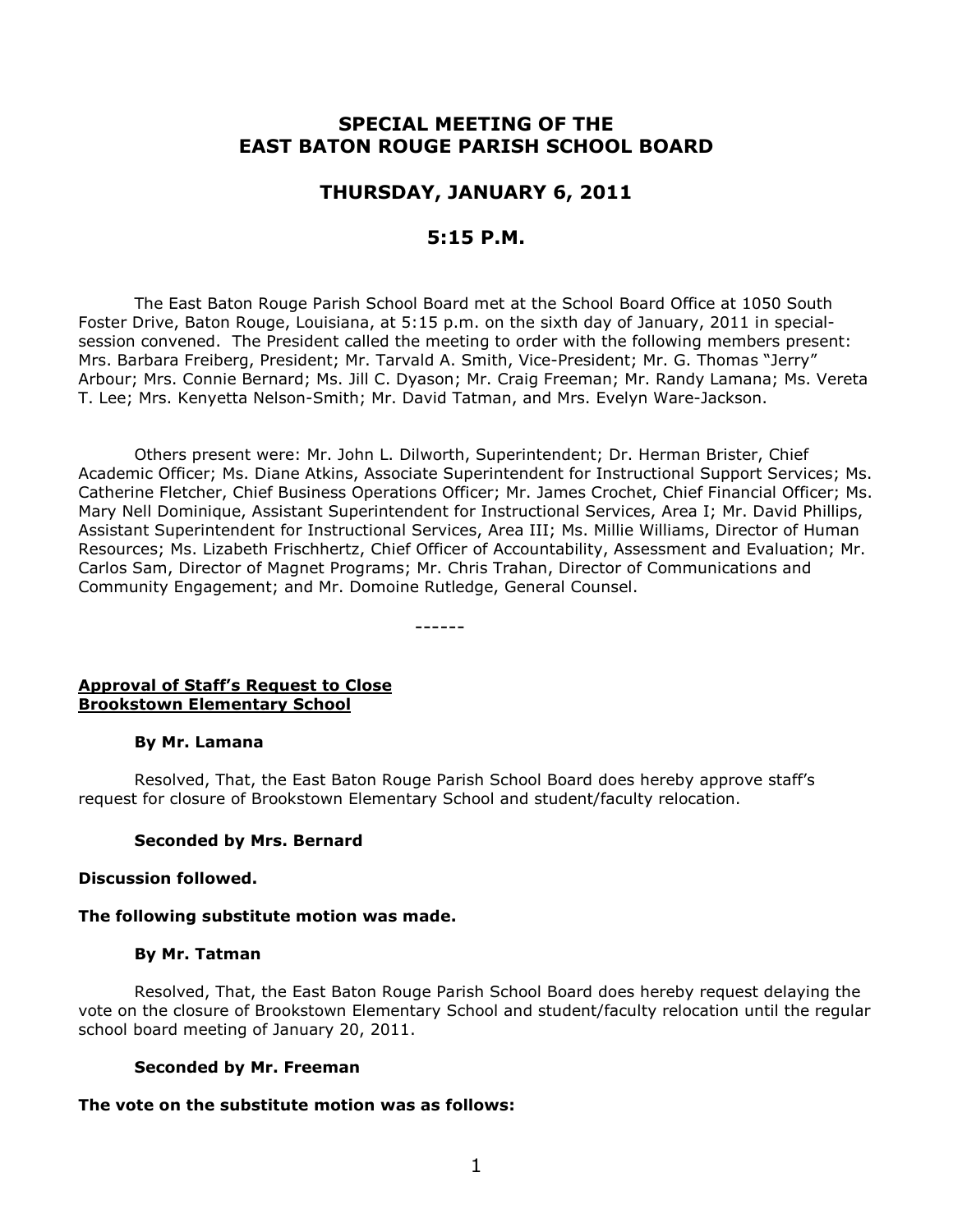# SPECIAL MEETING OF THE EAST BATON ROUGE PARISH SCHOOL BOARD

## THURSDAY, JANUARY 6, 2011

## 5:15 P.M.

The East Baton Rouge Parish School Board met at the School Board Office at 1050 South Foster Drive, Baton Rouge, Louisiana, at 5:15 p.m. on the sixth day of January, 2011 in special-session convened. The President called the meeting to order with the following members present: Mrs. Barbara Freiberg, President; Mr. Tarvald A. Smith, Vice-President; Mr. G. Thomas "Jerry" Arbour; Mrs. Connie Bernard; Ms. Jill C. Dyason; Mr. Craig Freeman; Mr. Randy Lamana; Ms. Vereta T. Lee; Mrs. Kenyetta Nelson-Smith; Mr. David Tatman, and Mrs. Evelyn Ware-Jackson.

Others present were: Mr. John L. Dilworth, Superintendent; Dr. Herman Brister, Chief Academic Officer; Ms. Diane Atkins, Associate Superintendent for Instructional Support Services; Ms. Catherine Fletcher, Chief Business Operations Officer; Mr. James Crochet, Chief Financial Officer; Ms. Mary Nell Dominique, Assistant Superintendent for Instructional Services, Area I; Mr. David Phillips, Assistant Superintendent for Instructional Services, Area III; Ms. Millie Williams, Director of Human Resources; Ms. Lizabeth Frischhertz, Chief Officer of Accountability, Assessment and Evaluation; Mr. Carlos Sam, Director of Magnet Programs; Mr. Chris Trahan, Director of Communications and Community Engagement; and Mr. Domoine Rutledge, General Counsel.

------

**Approval of Staff's Request to Close Brookstown Elementary School**

**By Mr. Lamana**

Resolved, That, the East Baton Rouge Parish School Board does hereby approve staff's request for closure of Brookstown Elementary School and student/faculty relocation.

**Seconded by Mrs. Bernard**

**Discussion followed.**

**The following substitute motion was made.**

**By Mr. Tatman**

Resolved, That, the East Baton Rouge Parish School Board does hereby request delaying the vote on the closure of Brookstown Elementary School and student/faculty relocation until the regular school board meeting of January 20, 2011.

**Seconded by Mr. Freeman**

**The vote on the substitute motion was as follows:**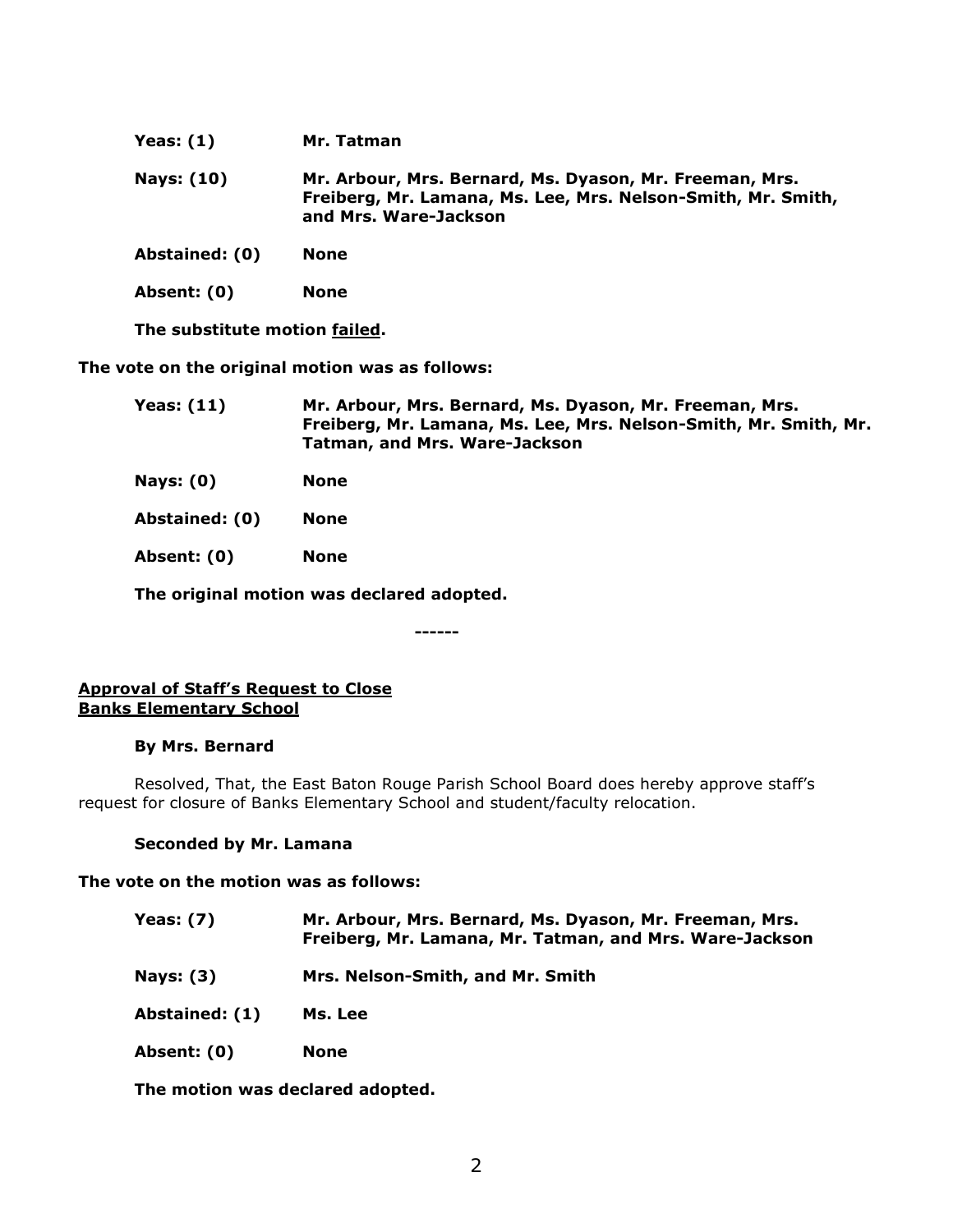**Yeas: (1)** **Mr. Tatman**

**Nays: (10)** **Mr. Arbour, Mrs. Bernard, Ms. Dyason, Mr. Freeman, Mrs. Freiberg, Mr. Lamana, Ms. Lee, Mrs. Nelson-Smith, Mr. Smith, and Mrs. Ware-Jackson**

**Abstained: (0)** **None**

**Absent: (0)** **None**

**The substitute motion failed.**

**The vote on the original motion was as follows:**

**Yeas: (11)** **Mr. Arbour, Mrs. Bernard, Ms. Dyason, Mr. Freeman, Mrs. Freiberg, Mr. Lamana, Ms. Lee, Mrs. Nelson-Smith, Mr. Smith, Mr. Tatman, and Mrs. Ware-Jackson**

**Nays: (0)** **None**

**Abstained: (0)** **None**

**Absent: (0)** **None**

**The original motion was declared adopted.**

**------**

**Approval of Staff's Request to Close Banks Elementary School**

**By Mrs. Bernard**

Resolved, That, the East Baton Rouge Parish School Board does hereby approve staff's request for closure of Banks Elementary School and student/faculty relocation.

**Seconded by Mr. Lamana**

**The vote on the motion was as follows:**

**Yeas: (7)** **Mr. Arbour, Mrs. Bernard, Ms. Dyason, Mr. Freeman, Mrs. Freiberg, Mr. Lamana, Mr. Tatman, and Mrs. Ware-Jackson**

**Nays: (3)** **Mrs. Nelson-Smith, and Mr. Smith**

**Abstained: (1)** **Ms. Lee**

**Absent: (0)** **None**

**The motion was declared adopted.**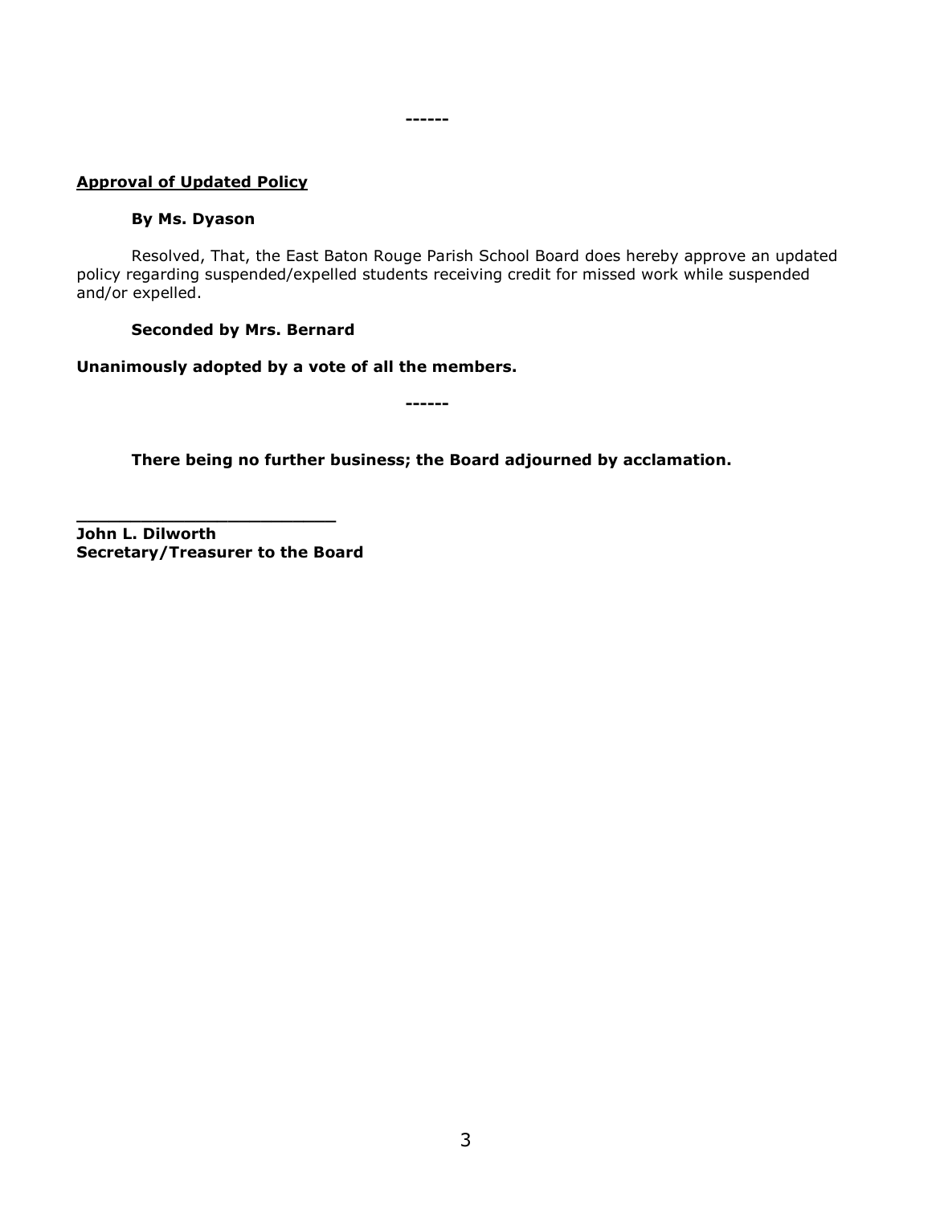------

**Approval of Updated Policy**

**By Ms. Dyason**

Resolved, That, the East Baton Rouge Parish School Board does hereby approve an updated policy regarding suspended/expelled students receiving credit for missed work while suspended and/or expelled.

**Seconded by Mrs. Bernard**

**Unanimously adopted by a vote of all the members.**

------

**There being no further business; the Board adjourned by acclamation.**

_________________________

**John L. Dilworth**
**Secretary/Treasurer to the Board**